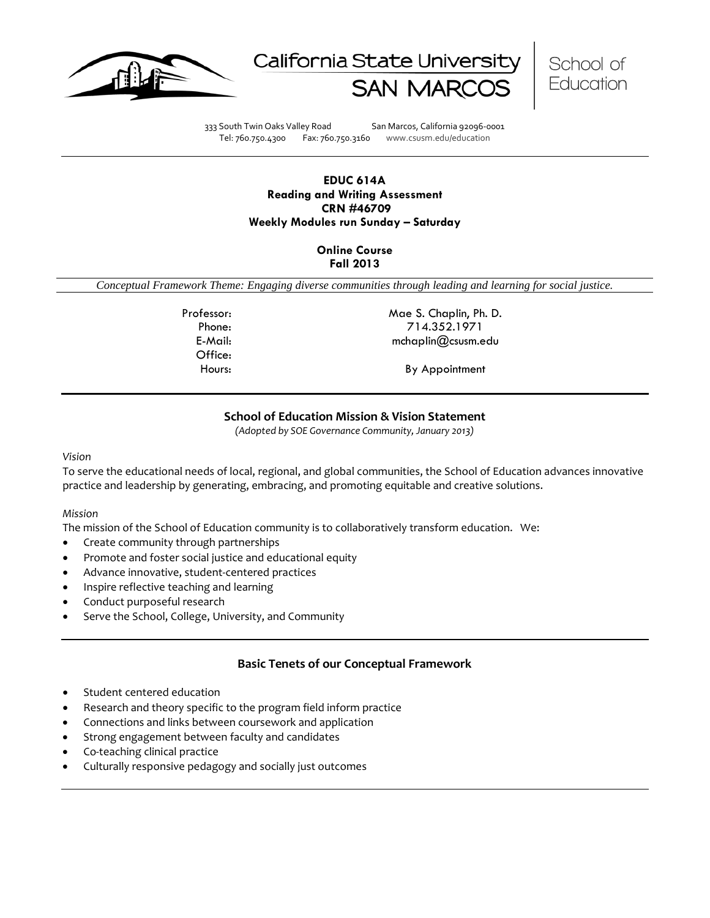California State University SAN MARCOS | School of Education

333 South Twin Oaks Valley Road San Marcos, California 92096-0001
Tel: 760.750.4300 Fax: 760.750.3160 www.csusm.edu/education

**EDUC 614A**
**Reading and Writing Assessment**
**CRN #46709**
**Weekly Modules run Sunday – Saturday**

**Online Course**
**Fall 2013**

*Conceptual Framework Theme: Engaging diverse communities through leading and learning for social justice.*

| | |
|---|---|
| Professor: | Mae S. Chaplin, Ph. D. |
| Phone: | 714.352.1971 |
| E-Mail: | mchaplin@csusm.edu |
| Office: | |
| Hours: | By Appointment |

## School of Education Mission & Vision Statement

*(Adopted by SOE Governance Community, January 2013)*

*Vision*

To serve the educational needs of local, regional, and global communities, the School of Education advances innovative practice and leadership by generating, embracing, and promoting equitable and creative solutions.

*Mission*

The mission of the School of Education community is to collaboratively transform education. We:

- Create community through partnerships
- Promote and foster social justice and educational equity
- Advance innovative, student-centered practices
- Inspire reflective teaching and learning
- Conduct purposeful research
- Serve the School, College, University, and Community

## Basic Tenets of our Conceptual Framework

- Student centered education
- Research and theory specific to the program field inform practice
- Connections and links between coursework and application
- Strong engagement between faculty and candidates
- Co-teaching clinical practice
- Culturally responsive pedagogy and socially just outcomes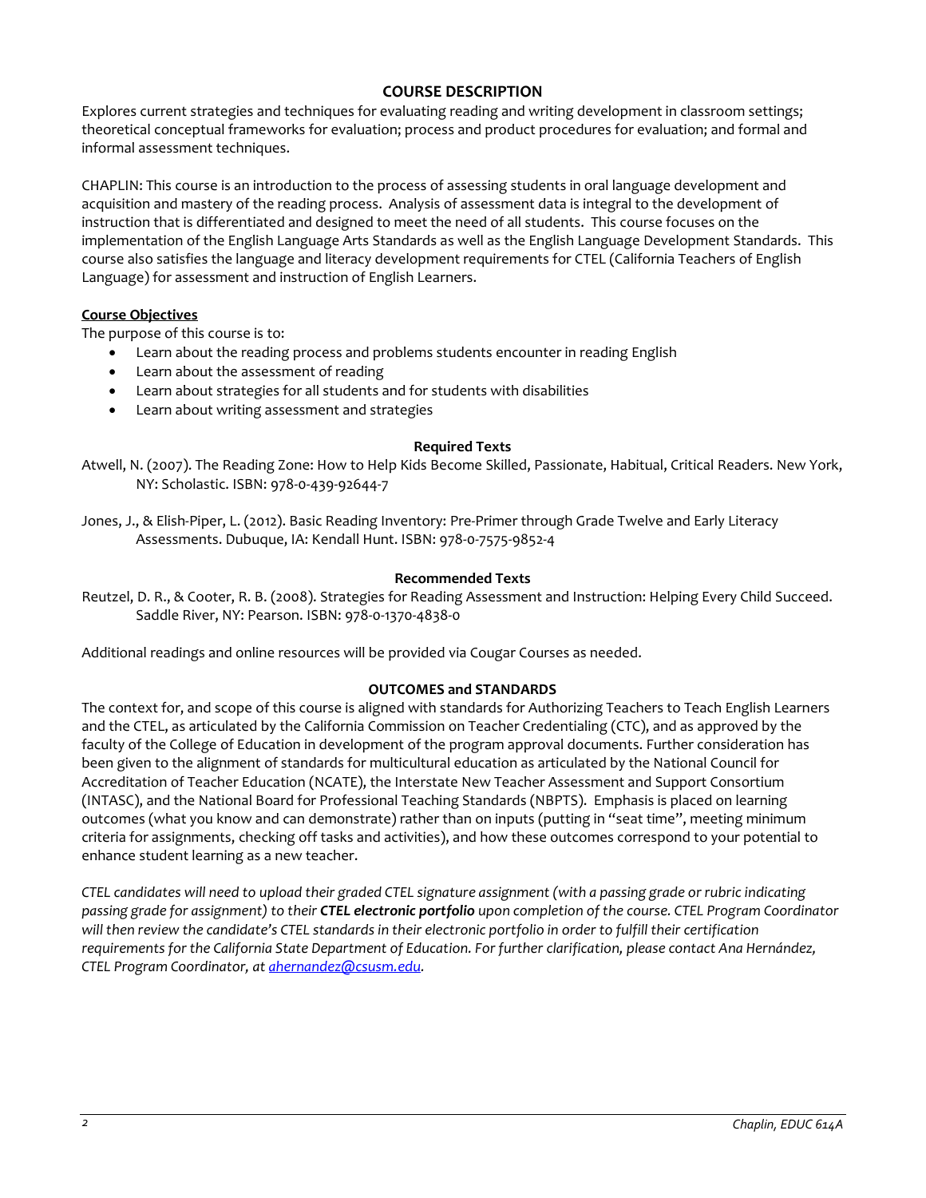## COURSE DESCRIPTION

Explores current strategies and techniques for evaluating reading and writing development in classroom settings; theoretical conceptual frameworks for evaluation; process and product procedures for evaluation; and formal and informal assessment techniques.

CHAPLIN: This course is an introduction to the process of assessing students in oral language development and acquisition and mastery of the reading process. Analysis of assessment data is integral to the development of instruction that is differentiated and designed to meet the need of all students. This course focuses on the implementation of the English Language Arts Standards as well as the English Language Development Standards. This course also satisfies the language and literacy development requirements for CTEL (California Teachers of English Language) for assessment and instruction of English Learners.

**Course Objectives**

The purpose of this course is to:

- Learn about the reading process and problems students encounter in reading English
- Learn about the assessment of reading
- Learn about strategies for all students and for students with disabilities
- Learn about writing assessment and strategies

### Required Texts

Atwell, N. (2007). The Reading Zone: How to Help Kids Become Skilled, Passionate, Habitual, Critical Readers. New York, NY: Scholastic. ISBN: 978-0-439-92644-7

Jones, J., & Elish-Piper, L. (2012). Basic Reading Inventory: Pre-Primer through Grade Twelve and Early Literacy Assessments. Dubuque, IA: Kendall Hunt. ISBN: 978-0-7575-9852-4

### Recommended Texts

Reutzel, D. R., & Cooter, R. B. (2008). Strategies for Reading Assessment and Instruction: Helping Every Child Succeed. Saddle River, NY: Pearson. ISBN: 978-0-1370-4838-0

Additional readings and online resources will be provided via Cougar Courses as needed.

## OUTCOMES and STANDARDS

The context for, and scope of this course is aligned with standards for Authorizing Teachers to Teach English Learners and the CTEL, as articulated by the California Commission on Teacher Credentialing (CTC), and as approved by the faculty of the College of Education in development of the program approval documents. Further consideration has been given to the alignment of standards for multicultural education as articulated by the National Council for Accreditation of Teacher Education (NCATE), the Interstate New Teacher Assessment and Support Consortium (INTASC), and the National Board for Professional Teaching Standards (NBPTS). Emphasis is placed on learning outcomes (what you know and can demonstrate) rather than on inputs (putting in "seat time", meeting minimum criteria for assignments, checking off tasks and activities), and how these outcomes correspond to your potential to enhance student learning as a new teacher.

*CTEL candidates will need to upload their graded CTEL signature assignment (with a passing grade or rubric indicating passing grade for assignment) to their* ***CTEL electronic portfolio*** *upon completion of the course. CTEL Program Coordinator will then review the candidate's CTEL standards in their electronic portfolio in order to fulfill their certification requirements for the California State Department of Education. For further clarification, please contact Ana Hernández, CTEL Program Coordinator, at [ahernandez@csusm.edu](mailto:ahernandez@csusm.edu).*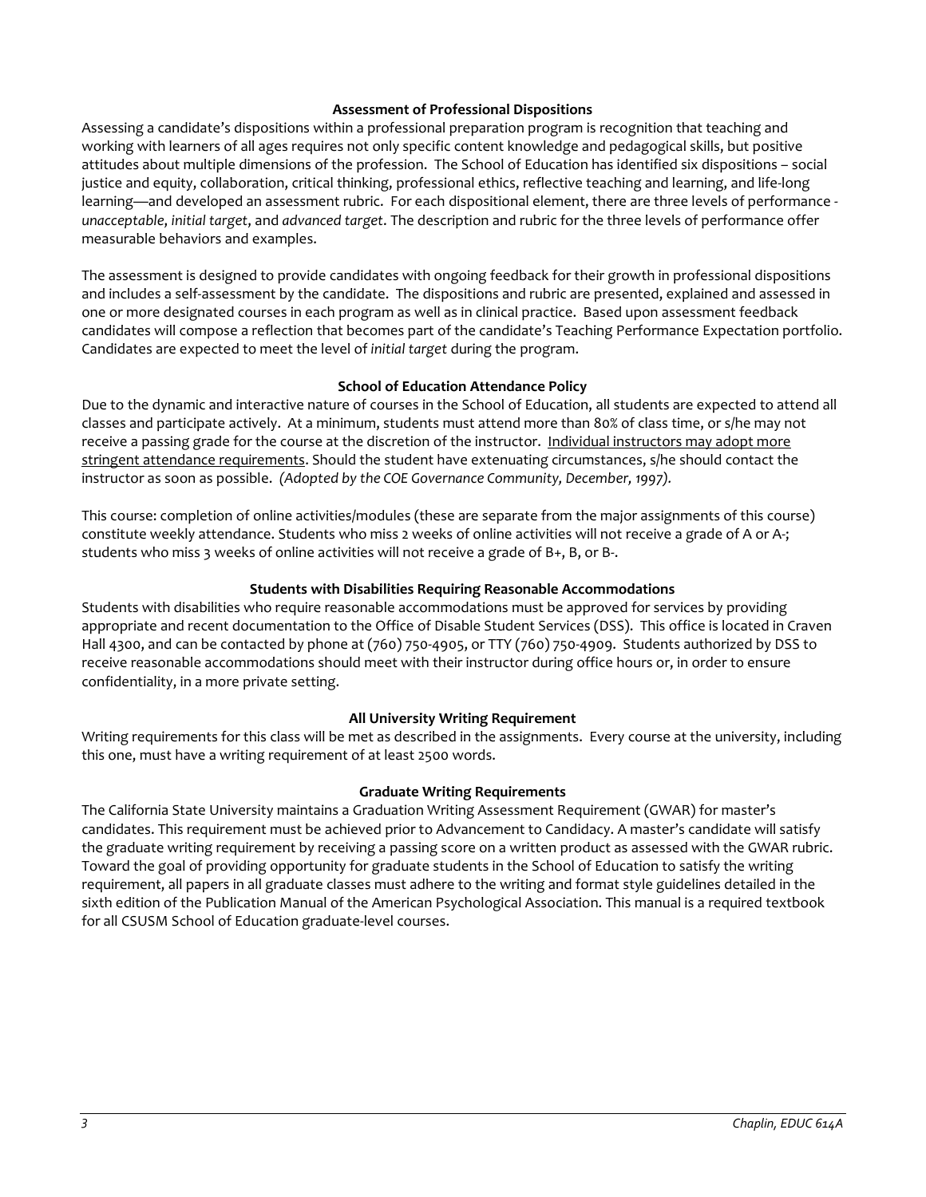### Assessment of Professional Dispositions

Assessing a candidate's dispositions within a professional preparation program is recognition that teaching and working with learners of all ages requires not only specific content knowledge and pedagogical skills, but positive attitudes about multiple dimensions of the profession. The School of Education has identified six dispositions – social justice and equity, collaboration, critical thinking, professional ethics, reflective teaching and learning, and life-long learning—and developed an assessment rubric. For each dispositional element, there are three levels of performance - *unacceptable*, *initial target*, and *advanced target*. The description and rubric for the three levels of performance offer measurable behaviors and examples.

The assessment is designed to provide candidates with ongoing feedback for their growth in professional dispositions and includes a self-assessment by the candidate. The dispositions and rubric are presented, explained and assessed in one or more designated courses in each program as well as in clinical practice. Based upon assessment feedback candidates will compose a reflection that becomes part of the candidate's Teaching Performance Expectation portfolio. Candidates are expected to meet the level of *initial target* during the program.

### School of Education Attendance Policy

Due to the dynamic and interactive nature of courses in the School of Education, all students are expected to attend all classes and participate actively. At a minimum, students must attend more than 80% of class time, or s/he may not receive a passing grade for the course at the discretion of the instructor. Individual instructors may adopt more stringent attendance requirements. Should the student have extenuating circumstances, s/he should contact the instructor as soon as possible. *(Adopted by the COE Governance Community, December, 1997).*

This course: completion of online activities/modules (these are separate from the major assignments of this course) constitute weekly attendance. Students who miss 2 weeks of online activities will not receive a grade of A or A-; students who miss 3 weeks of online activities will not receive a grade of B+, B, or B-.

### Students with Disabilities Requiring Reasonable Accommodations

Students with disabilities who require reasonable accommodations must be approved for services by providing appropriate and recent documentation to the Office of Disable Student Services (DSS). This office is located in Craven Hall 4300, and can be contacted by phone at (760) 750-4905, or TTY (760) 750-4909. Students authorized by DSS to receive reasonable accommodations should meet with their instructor during office hours or, in order to ensure confidentiality, in a more private setting.

### All University Writing Requirement

Writing requirements for this class will be met as described in the assignments. Every course at the university, including this one, must have a writing requirement of at least 2500 words.

### Graduate Writing Requirements

The California State University maintains a Graduation Writing Assessment Requirement (GWAR) for master's candidates. This requirement must be achieved prior to Advancement to Candidacy. A master's candidate will satisfy the graduate writing requirement by receiving a passing score on a written product as assessed with the GWAR rubric. Toward the goal of providing opportunity for graduate students in the School of Education to satisfy the writing requirement, all papers in all graduate classes must adhere to the writing and format style guidelines detailed in the sixth edition of the Publication Manual of the American Psychological Association. This manual is a required textbook for all CSUSM School of Education graduate-level courses.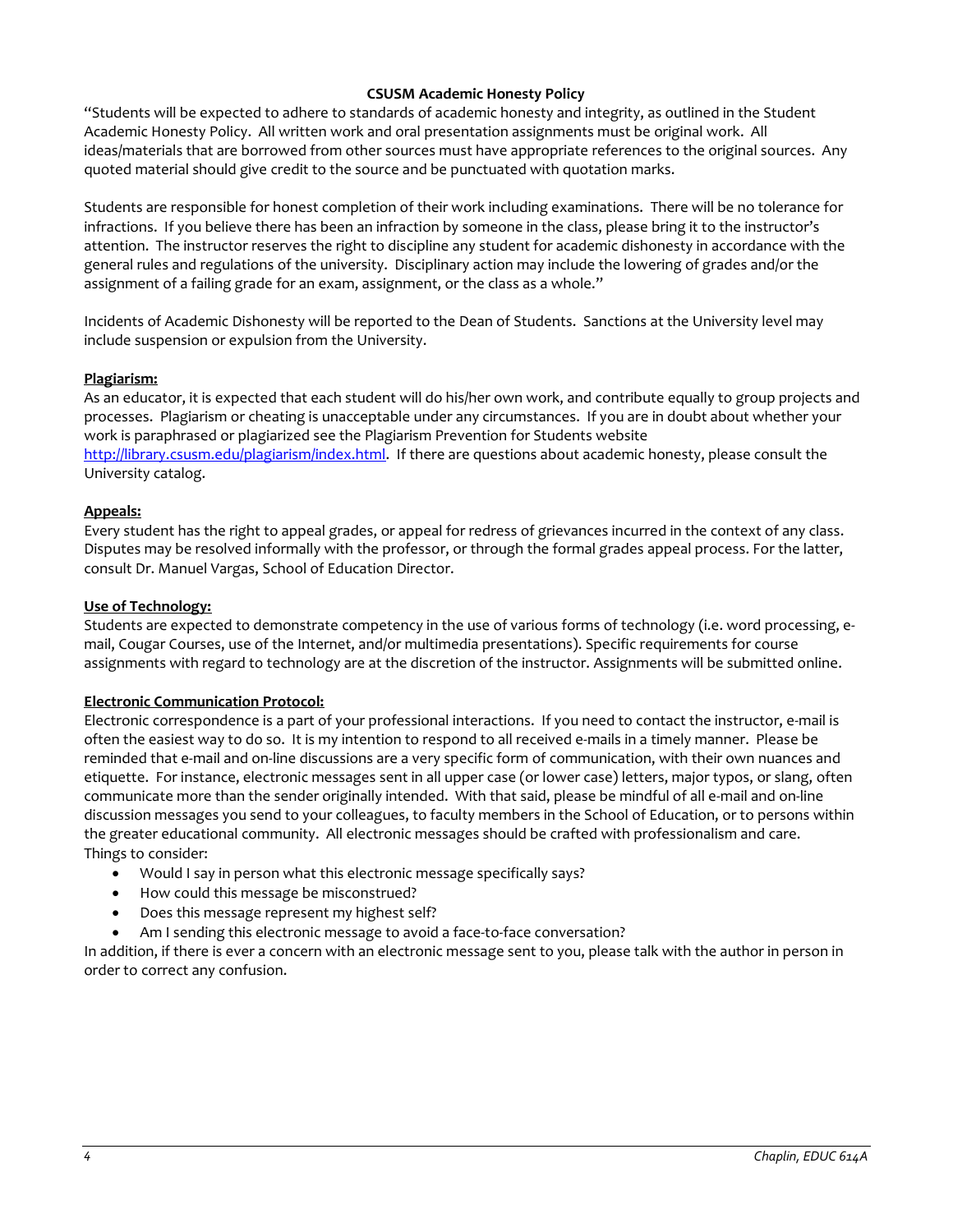**CSUSM Academic Honesty Policy**

"Students will be expected to adhere to standards of academic honesty and integrity, as outlined in the Student Academic Honesty Policy. All written work and oral presentation assignments must be original work. All ideas/materials that are borrowed from other sources must have appropriate references to the original sources. Any quoted material should give credit to the source and be punctuated with quotation marks.

Students are responsible for honest completion of their work including examinations. There will be no tolerance for infractions. If you believe there has been an infraction by someone in the class, please bring it to the instructor's attention. The instructor reserves the right to discipline any student for academic dishonesty in accordance with the general rules and regulations of the university. Disciplinary action may include the lowering of grades and/or the assignment of a failing grade for an exam, assignment, or the class as a whole."

Incidents of Academic Dishonesty will be reported to the Dean of Students. Sanctions at the University level may include suspension or expulsion from the University.

**Plagiarism:**

As an educator, it is expected that each student will do his/her own work, and contribute equally to group projects and processes. Plagiarism or cheating is unacceptable under any circumstances. If you are in doubt about whether your work is paraphrased or plagiarized see the Plagiarism Prevention for Students website http://library.csusm.edu/plagiarism/index.html. If there are questions about academic honesty, please consult the University catalog.

**Appeals:**

Every student has the right to appeal grades, or appeal for redress of grievances incurred in the context of any class. Disputes may be resolved informally with the professor, or through the formal grades appeal process. For the latter, consult Dr. Manuel Vargas, School of Education Director.

**Use of Technology:**

Students are expected to demonstrate competency in the use of various forms of technology (i.e. word processing, e-mail, Cougar Courses, use of the Internet, and/or multimedia presentations). Specific requirements for course assignments with regard to technology are at the discretion of the instructor. Assignments will be submitted online.

**Electronic Communication Protocol:**

Electronic correspondence is a part of your professional interactions. If you need to contact the instructor, e-mail is often the easiest way to do so. It is my intention to respond to all received e-mails in a timely manner. Please be reminded that e-mail and on-line discussions are a very specific form of communication, with their own nuances and etiquette. For instance, electronic messages sent in all upper case (or lower case) letters, major typos, or slang, often communicate more than the sender originally intended. With that said, please be mindful of all e-mail and on-line discussion messages you send to your colleagues, to faculty members in the School of Education, or to persons within the greater educational community. All electronic messages should be crafted with professionalism and care. Things to consider:

- Would I say in person what this electronic message specifically says?
- How could this message be misconstrued?
- Does this message represent my highest self?
- Am I sending this electronic message to avoid a face-to-face conversation?

In addition, if there is ever a concern with an electronic message sent to you, please talk with the author in person in order to correct any confusion.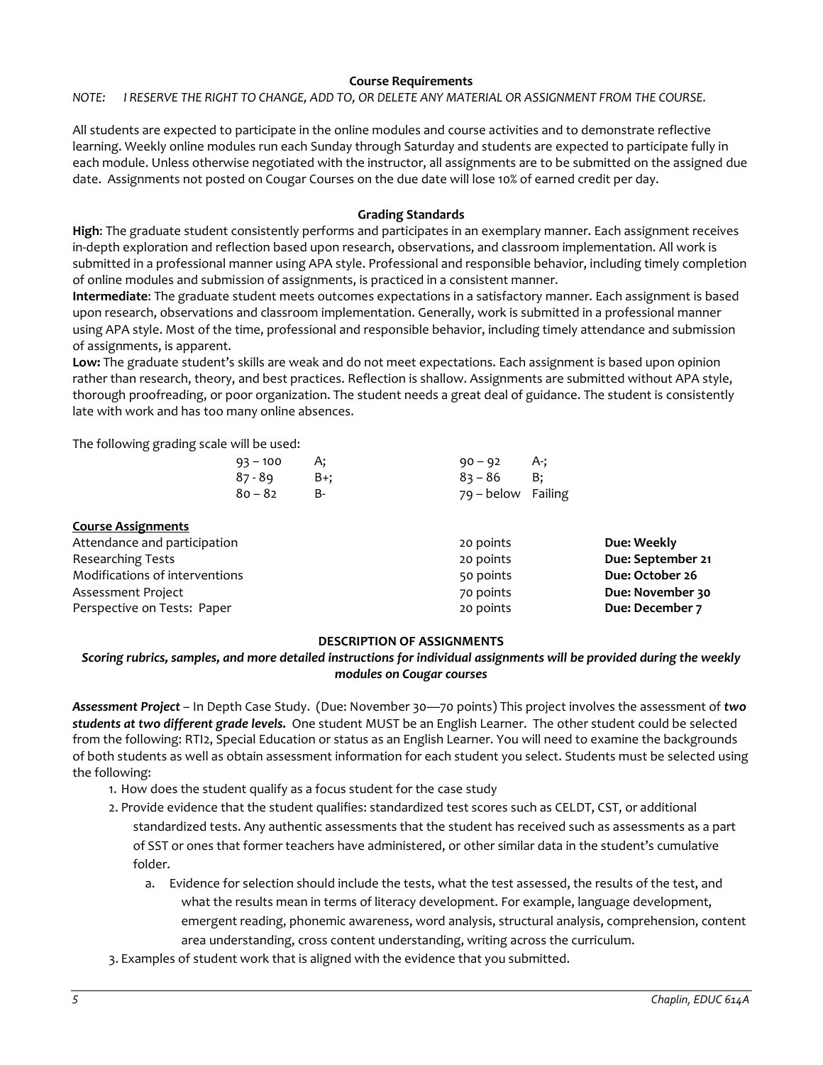## Course Requirements

*NOTE: I RESERVE THE RIGHT TO CHANGE, ADD TO, OR DELETE ANY MATERIAL OR ASSIGNMENT FROM THE COURSE.*

All students are expected to participate in the online modules and course activities and to demonstrate reflective learning. Weekly online modules run each Sunday through Saturday and students are expected to participate fully in each module. Unless otherwise negotiated with the instructor, all assignments are to be submitted on the assigned due date. Assignments not posted on Cougar Courses on the due date will lose 10% of earned credit per day.

## Grading Standards

**High**: The graduate student consistently performs and participates in an exemplary manner. Each assignment receives in-depth exploration and reflection based upon research, observations, and classroom implementation. All work is submitted in a professional manner using APA style. Professional and responsible behavior, including timely completion of online modules and submission of assignments, is practiced in a consistent manner.

**Intermediate**: The graduate student meets outcomes expectations in a satisfactory manner. Each assignment is based upon research, observations and classroom implementation. Generally, work is submitted in a professional manner using APA style. Most of the time, professional and responsible behavior, including timely attendance and submission of assignments, is apparent.

**Low:** The graduate student's skills are weak and do not meet expectations. Each assignment is based upon opinion rather than research, theory, and best practices. Reflection is shallow. Assignments are submitted without APA style, thorough proofreading, or poor organization. The student needs a great deal of guidance. The student is consistently late with work and has too many online absences.

The following grading scale will be used:

| | | | |
|---|---|---|---|
| 93 – 100 | A; | 90 – 92 | A-; |
| 87 - 89 | B+; | 83 – 86 | B; |
| 80 – 82 | B- | 79 – below | Failing |

**Course Assignments**

| | | |
|---|---|---|
| Attendance and participation | 20 points | **Due: Weekly** |
| Researching Tests | 20 points | **Due: September 21** |
| Modifications of interventions | 50 points | **Due: October 26** |
| Assessment Project | 70 points | **Due: November 30** |
| Perspective on Tests: Paper | 20 points | **Due: December 7** |

## DESCRIPTION OF ASSIGNMENTS

***Scoring rubrics, samples, and more detailed instructions for individual assignments will be provided during the weekly modules on Cougar courses***

***Assessment Project*** – In Depth Case Study. (Due: November 30—70 points) This project involves the assessment of ***two students at two different grade levels.*** One student MUST be an English Learner. The other student could be selected from the following: RTI2, Special Education or status as an English Learner. You will need to examine the backgrounds of both students as well as obtain assessment information for each student you select. Students must be selected using the following:

1. How does the student qualify as a focus student for the case study
2. Provide evidence that the student qualifies: standardized test scores such as CELDT, CST, or additional standardized tests. Any authentic assessments that the student has received such as assessments as a part of SST or ones that former teachers have administered, or other similar data in the student's cumulative folder.
   a. Evidence for selection should include the tests, what the test assessed, the results of the test, and what the results mean in terms of literacy development. For example, language development, emergent reading, phonemic awareness, word analysis, structural analysis, comprehension, content area understanding, cross content understanding, writing across the curriculum.
3. Examples of student work that is aligned with the evidence that you submitted.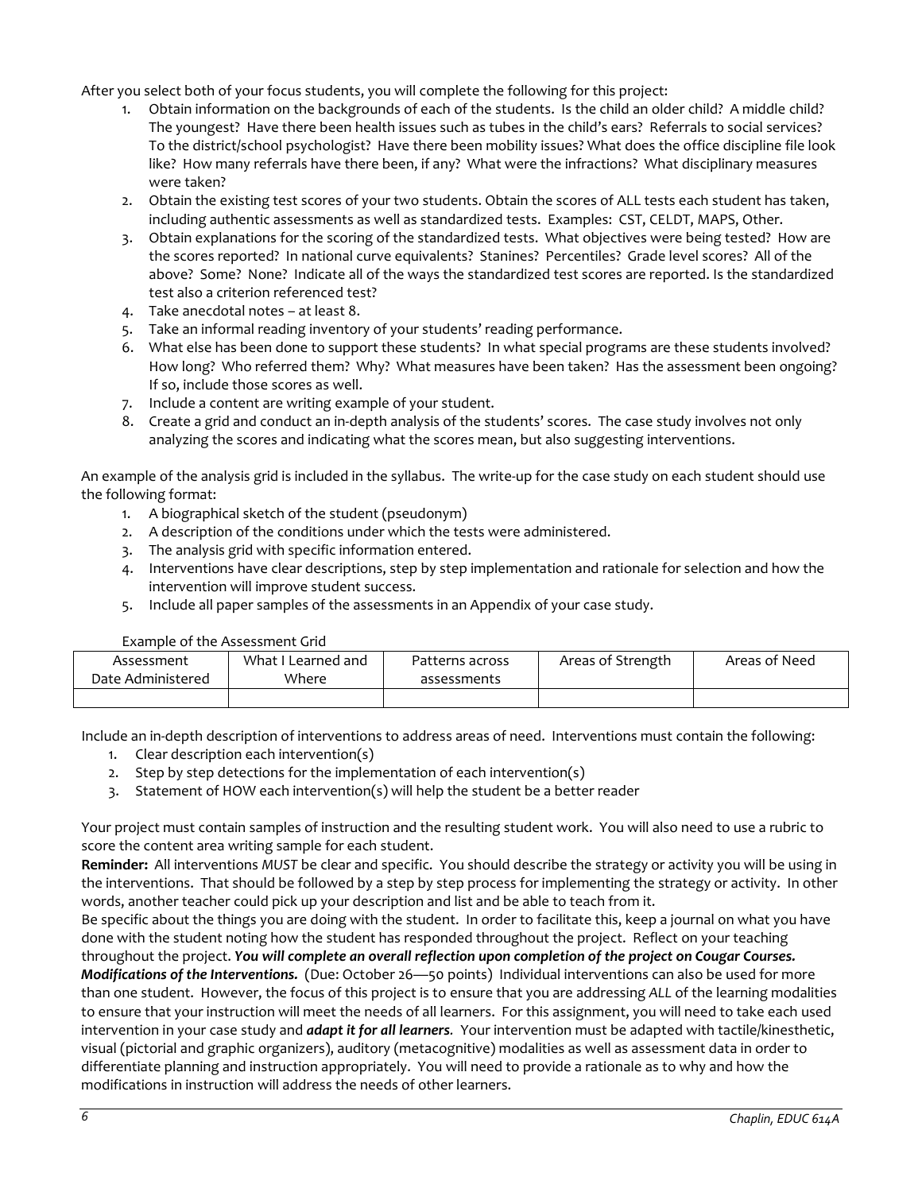After you select both of your focus students, you will complete the following for this project:

1. Obtain information on the backgrounds of each of the students. Is the child an older child? A middle child? The youngest? Have there been health issues such as tubes in the child's ears? Referrals to social services? To the district/school psychologist? Have there been mobility issues? What does the office discipline file look like? How many referrals have there been, if any? What were the infractions? What disciplinary measures were taken?
2. Obtain the existing test scores of your two students. Obtain the scores of ALL tests each student has taken, including authentic assessments as well as standardized tests. Examples: CST, CELDT, MAPS, Other.
3. Obtain explanations for the scoring of the standardized tests. What objectives were being tested? How are the scores reported? In national curve equivalents? Stanines? Percentiles? Grade level scores? All of the above? Some? None? Indicate all of the ways the standardized test scores are reported. Is the standardized test also a criterion referenced test?
4. Take anecdotal notes – at least 8.
5. Take an informal reading inventory of your students' reading performance.
6. What else has been done to support these students? In what special programs are these students involved? How long? Who referred them? Why? What measures have been taken? Has the assessment been ongoing? If so, include those scores as well.
7. Include a content are writing example of your student.
8. Create a grid and conduct an in-depth analysis of the students' scores. The case study involves not only analyzing the scores and indicating what the scores mean, but also suggesting interventions.

An example of the analysis grid is included in the syllabus. The write-up for the case study on each student should use the following format:

1. A biographical sketch of the student (pseudonym)
2. A description of the conditions under which the tests were administered.
3. The analysis grid with specific information entered.
4. Interventions have clear descriptions, step by step implementation and rationale for selection and how the intervention will improve student success.
5. Include all paper samples of the assessments in an Appendix of your case study.

Example of the Assessment Grid

| Assessment Date Administered | What I Learned and Where | Patterns across assessments | Areas of Strength | Areas of Need |
|---|---|---|---|---|
| | | | | |

Include an in-depth description of interventions to address areas of need. Interventions must contain the following:

1. Clear description each intervention(s)
2. Step by step detections for the implementation of each intervention(s)
3. Statement of HOW each intervention(s) will help the student be a better reader

Your project must contain samples of instruction and the resulting student work. You will also need to use a rubric to score the content area writing sample for each student.

**Reminder:** All interventions *MUST* be clear and specific. You should describe the strategy or activity you will be using in the interventions. That should be followed by a step by step process for implementing the strategy or activity. In other words, another teacher could pick up your description and list and be able to teach from it.

Be specific about the things you are doing with the student. In order to facilitate this, keep a journal on what you have done with the student noting how the student has responded throughout the project. Reflect on your teaching throughout the project. ***You will complete an overall reflection upon completion of the project on Cougar Courses.***

***Modifications of the Interventions.*** (Due: October 26—50 points) Individual interventions can also be used for more than one student. However, the focus of this project is to ensure that you are addressing *ALL* of the learning modalities to ensure that your instruction will meet the needs of all learners. For this assignment, you will need to take each used intervention in your case study and ***adapt it for all learners***. Your intervention must be adapted with tactile/kinesthetic, visual (pictorial and graphic organizers), auditory (metacognitive) modalities as well as assessment data in order to differentiate planning and instruction appropriately. You will need to provide a rationale as to why and how the modifications in instruction will address the needs of other learners.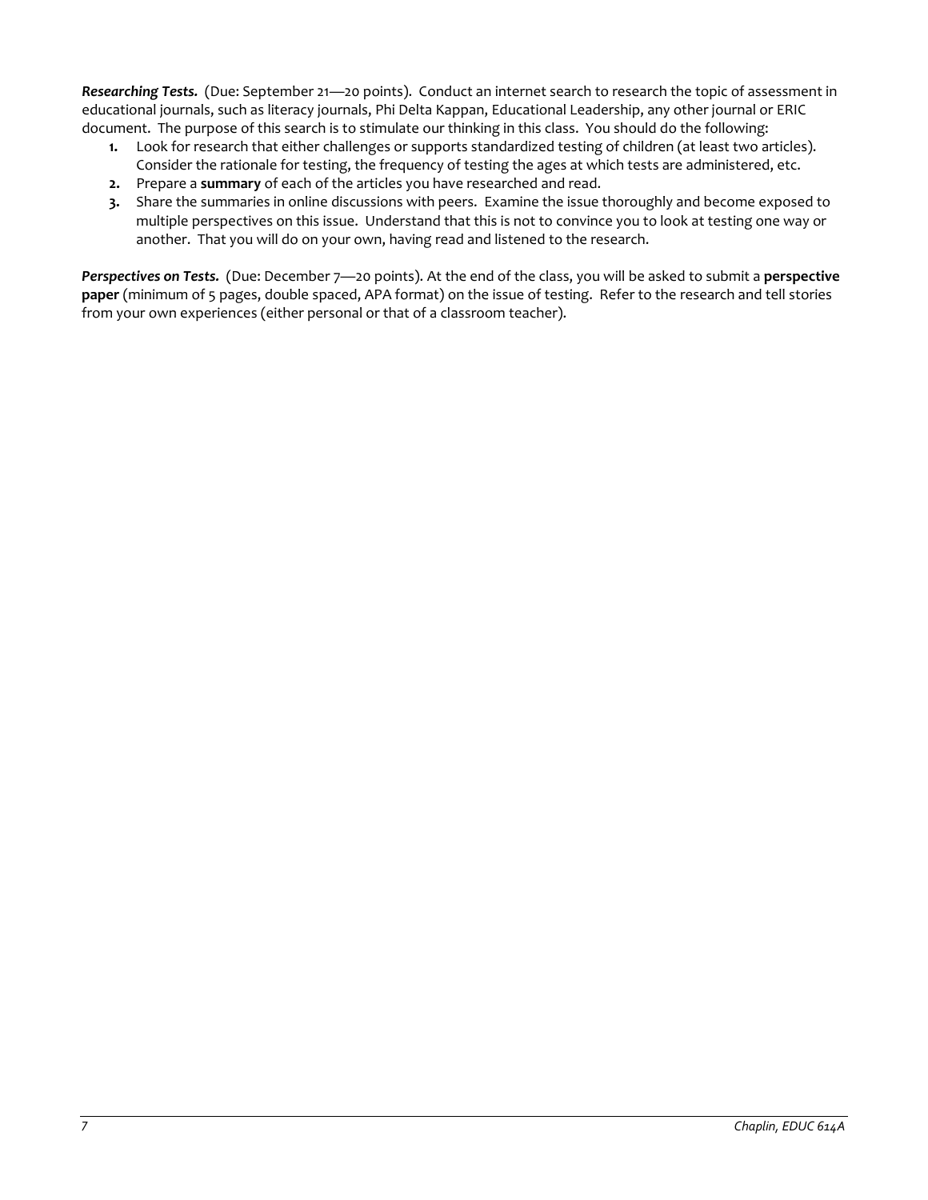***Researching Tests.*** (Due: September 21—20 points). Conduct an internet search to research the topic of assessment in educational journals, such as literacy journals, Phi Delta Kappan, Educational Leadership, any other journal or ERIC document. The purpose of this search is to stimulate our thinking in this class. You should do the following:

1. Look for research that either challenges or supports standardized testing of children (at least two articles). Consider the rationale for testing, the frequency of testing the ages at which tests are administered, etc.
2. Prepare a **summary** of each of the articles you have researched and read.
3. Share the summaries in online discussions with peers. Examine the issue thoroughly and become exposed to multiple perspectives on this issue. Understand that this is not to convince you to look at testing one way or another. That you will do on your own, having read and listened to the research.

***Perspectives on Tests.*** (Due: December 7—20 points). At the end of the class, you will be asked to submit a **perspective paper** (minimum of 5 pages, double spaced, APA format) on the issue of testing. Refer to the research and tell stories from your own experiences (either personal or that of a classroom teacher).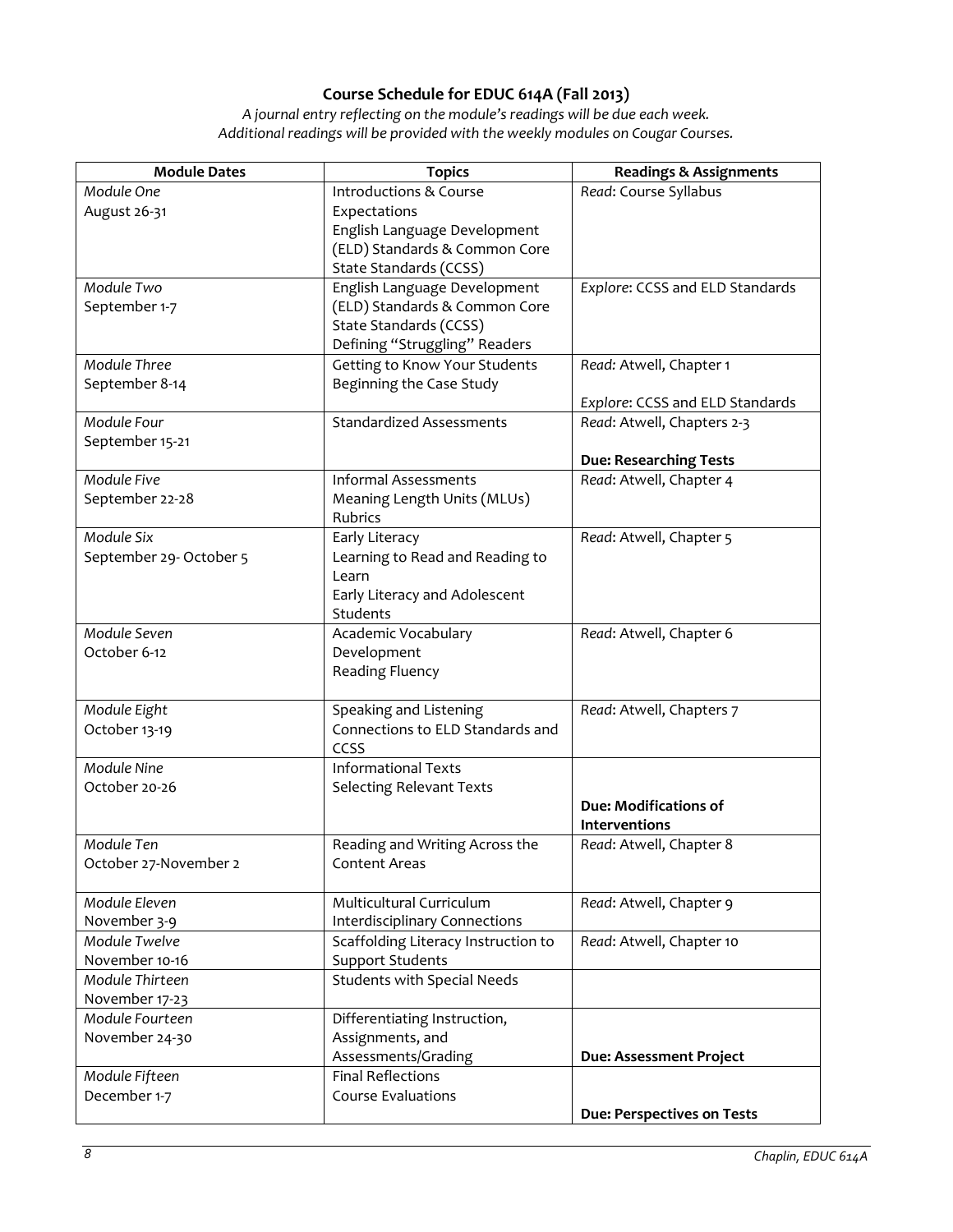## Course Schedule for EDUC 614A (Fall 2013)

*A journal entry reflecting on the module's readings will be due each week.*
*Additional readings will be provided with the weekly modules on Cougar Courses.*

| Module Dates | Topics | Readings & Assignments |
|---|---|---|
| *Module One* August 26-31 | Introductions & Course Expectations English Language Development (ELD) Standards & Common Core State Standards (CCSS) | *Read*: Course Syllabus |
| *Module Two* September 1-7 | English Language Development (ELD) Standards & Common Core State Standards (CCSS) Defining "Struggling" Readers | *Explore*: CCSS and ELD Standards |
| *Module Three* September 8-14 | Getting to Know Your Students Beginning the Case Study | *Read:* Atwell, Chapter 1 *Explore*: CCSS and ELD Standards |
| *Module Four* September 15-21 | Standardized Assessments | *Read*: Atwell, Chapters 2-3 **Due: Researching Tests** |
| *Module Five* September 22-28 | Informal Assessments Meaning Length Units (MLUs) Rubrics | *Read*: Atwell, Chapter 4 |
| *Module Six* September 29- October 5 | Early Literacy Learning to Read and Reading to Learn Early Literacy and Adolescent Students | *Read*: Atwell, Chapter 5 |
| *Module Seven* October 6-12 | Academic Vocabulary Development Reading Fluency | *Read*: Atwell, Chapter 6 |
| *Module Eight* October 13-19 | Speaking and Listening Connections to ELD Standards and CCSS | *Read*: Atwell, Chapters 7 |
| *Module Nine* October 20-26 | Informational Texts Selecting Relevant Texts | **Due: Modifications of Interventions** |
| *Module Ten* October 27-November 2 | Reading and Writing Across the Content Areas | *Read*: Atwell, Chapter 8 |
| *Module Eleven* November 3-9 | Multicultural Curriculum Interdisciplinary Connections | *Read*: Atwell, Chapter 9 |
| *Module Twelve* November 10-16 | Scaffolding Literacy Instruction to Support Students | *Read*: Atwell, Chapter 10 |
| *Module Thirteen* November 17-23 | Students with Special Needs | |
| *Module Fourteen* November 24-30 | Differentiating Instruction, Assignments, and Assessments/Grading | **Due: Assessment Project** |
| *Module Fifteen* December 1-7 | Final Reflections Course Evaluations | **Due: Perspectives on Tests** |